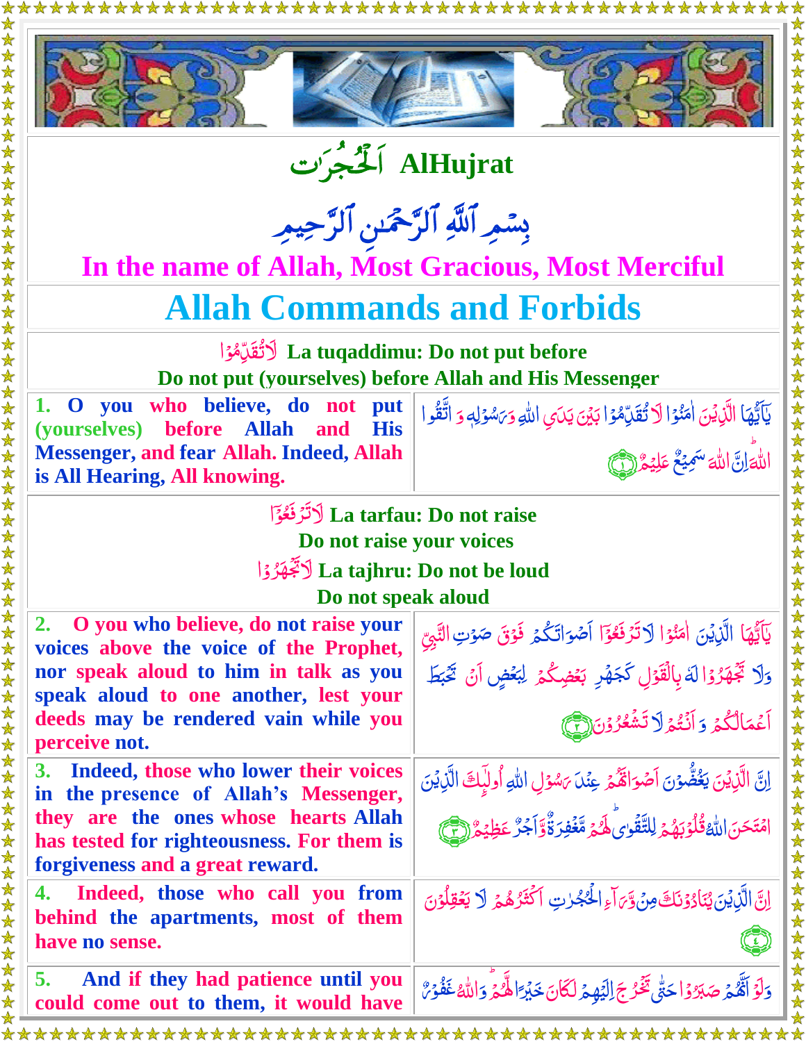# اَلْحُجُرَات AlHujrat

## بِسۡمِ ٱللَّهِ ٱلرَّحۡمَـٰنِ ٱلرَّحِيمِ

**In the name of Allah, Most Gracious, Most Merciful**

# Allah Commands and Forbids

**لَا تُقَدِّمُوْا La tuqaddimu: Do not put before**

**Do not put (yourselves) before Allah and His Messenger**

| | |
|---|---|
| **1. O you who believe, do not put (yourselves) before Allah and His Messenger, and fear Allah. Indeed, Allah is All Hearing, All knowing.** | يٰۤاَيُّهَا الَّذِيْنَ اٰمَنُوْا لَا تُقَدِّمُوْا بَيْنَ يَدَيِ اللّٰهِ وَ رَسُوْلِهٖ وَ اتَّقُوا اللّٰهَ ؕ اِنَّ اللّٰهَ سَمِيْعٌ عَلِيْمٌ ﴿۱﴾ |

**لَا تَرْفَعُوْۤا La tarfau: Do not raise**

**Do not raise your voices**

**لَا تَجْهَرُوْا La tajhru: Do not be loud**

**Do not speak aloud**

| | |
|---|---|
| **2. O you who believe, do not raise your voices above the voice of the Prophet, nor speak aloud to him in talk as you speak aloud to one another, lest your deeds may be rendered vain while you perceive not.** | يٰۤاَيُّهَا الَّذِيْنَ اٰمَنُوْا لَا تَرْفَعُوْۤا اَصْوَاتَكُمْ فَوْقَ صَوْتِ النَّبِيِّ وَ لَا تَجْهَرُوْا لَهٗ بِالْقَوْلِ كَجَهْرِ بَعْضِكُمْ لِبَعْضٍ اَنْ تَحْبَطَ اَعْمَالُكُمْ وَ اَنْتُمْ لَا تَشْعُرُوْنَ ﴿۲﴾ |
| **3. Indeed, those who lower their voices in the presence of Allah's Messenger, they are the ones whose hearts Allah has tested for righteousness. For them is forgiveness and a great reward.** | اِنَّ الَّذِيْنَ يَغُضُّوْنَ اَصْوَاتَهُمْ عِنْدَ رَسُوْلِ اللّٰهِ اُولٰٓئِكَ الَّذِيْنَ امْتَحَنَ اللّٰهُ قُلُوْبَهُمْ لِلتَّقْوٰى ؕ لَهُمْ مَّغْفِرَةٌ وَّ اَجْرٌ عَظِيْمٌ ﴿۳﴾ |
| **4. Indeed, those who call you from behind the apartments, most of them have no sense.** | اِنَّ الَّذِيْنَ يُنَادُوْنَكَ مِنْ وَّرَآءِ الْحُجُرٰتِ اَكْثَرُهُمْ لَا يَعْقِلُوْنَ ﴿۴﴾ |
| **5. And if they had patience until you could come out to them, it would have** | وَ لَوْ اَنَّهُمْ صَبَرُوْا حَتّٰى تَخْرُجَ اِلَيْهِمْ لَكَانَ خَيْرًا لَّهُمْ ؕ وَ اللّٰهُ غَفُوْرٌ |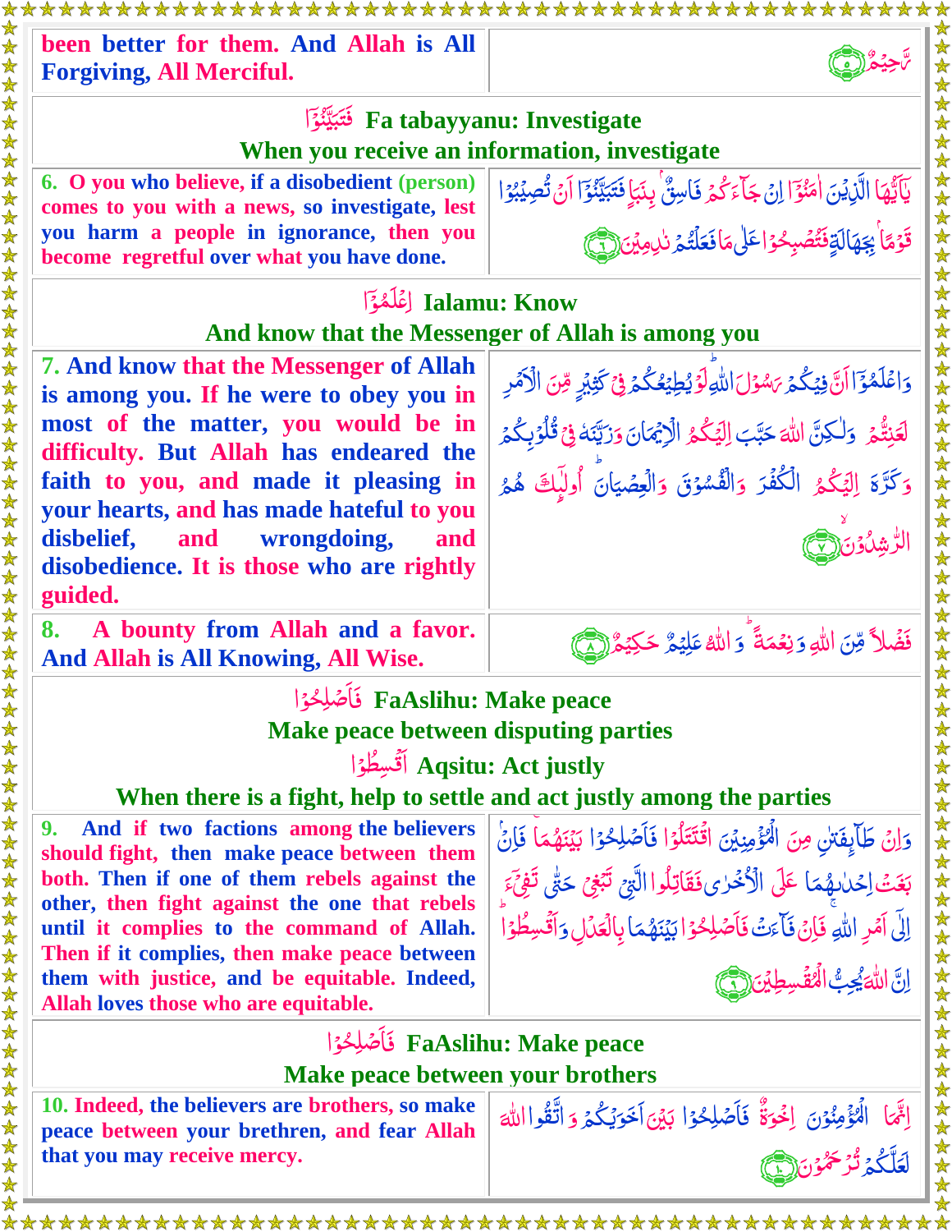| been better for them. And Allah is All Forgiving, All Merciful. | رَّحِيمٌ ﴿٥﴾ |
|---|---|

**فَتَبَيَّنُوٓا Fa tabayyanu: Investigate**

**When you receive an information, investigate**

| 6. O you who believe, if a disobedient (person) comes to you with a news, so investigate, lest you harm a people in ignorance, then you become regretful over what you have done. | يَٰٓأَيُّهَا ٱلَّذِينَ ءَامَنُوٓا۟ إِن جَآءَكُمْ فَاسِقٌۢ بِنَبَإٍ فَتَبَيَّنُوٓا۟ أَن تُصِيبُوا۟ قَوْمًۢا بِجَهَٰلَةٍ فَتُصْبِحُوا۟ عَلَىٰ مَا فَعَلْتُمْ نَٰدِمِينَ ﴿٦﴾ |
|---|---|

**إِعْلَمُوٓا Ialamu: Know**

**And know that the Messenger of Allah is among you**

| 7. And know that the Messenger of Allah is among you. If he were to obey you in most of the matter, you would be in difficulty. But Allah has endeared the faith to you, and made it pleasing in your hearts, and has made hateful to you disbelief, and wrongdoing, and disobedience. It is those who are rightly guided. | وَٱعْلَمُوٓا۟ أَنَّ فِيكُمْ رَسُولَ ٱللَّهِ ۚ لَوْ يُطِيعُكُمْ فِى كَثِيرٍ مِّنَ ٱلْأَمْرِ لَعَنِتُّمْ وَلَٰكِنَّ ٱللَّهَ حَبَّبَ إِلَيْكُمُ ٱلْإِيمَٰنَ وَزَيَّنَهُۥ فِى قُلُوبِكُمْ وَكَرَّهَ إِلَيْكُمُ ٱلْكُفْرَ وَٱلْفُسُوقَ وَٱلْعِصْيَانَ ۚ أُو۟لَٰٓئِكَ هُمُ ٱلرَّٰشِدُونَ ﴿٧﴾ |
|---|---|
| 8. A bounty from Allah and a favor. And Allah is All Knowing, All Wise. | فَضْلًا مِّنَ ٱللَّهِ وَنِعْمَةً ۚ وَٱللَّهُ عَلِيمٌ حَكِيمٌ ﴿٨﴾ |

**فَأَصْلِحُوا۟ FaAslihu: Make peace**

**Make peace between disputing parties**

**أَقْسِطُوٓا۟ Aqsitu: Act justly**

**When there is a fight, help to settle and act justly among the parties**

| 9. And if two factions among the believers should fight, then make peace between them both. Then if one of them rebels against the other, then fight against the one that rebels until it complies to the command of Allah. Then if it complies, then make peace between them with justice, and be equitable. Indeed, Allah loves those who are equitable. | وَإِن طَآئِفَتَانِ مِنَ ٱلْمُؤْمِنِينَ ٱقْتَتَلُوا۟ فَأَصْلِحُوا۟ بَيْنَهُمَا ۖ فَإِنۢ بَغَتْ إِحْدَىٰهُمَا عَلَى ٱلْأُخْرَىٰ فَقَٰتِلُوا۟ ٱلَّتِى تَبْغِى حَتَّىٰ تَفِىٓءَ إِلَىٰٓ أَمْرِ ٱللَّهِ ۚ فَإِن فَآءَتْ فَأَصْلِحُوا۟ بَيْنَهُمَا بِٱلْعَدْلِ وَأَقْسِطُوٓا۟ ۖ إِنَّ ٱللَّهَ يُحِبُّ ٱلْمُقْسِطِينَ ﴿٩﴾ |
|---|---|

**فَأَصْلِحُوا۟ FaAslihu: Make peace**

**Make peace between your brothers**

| 10. Indeed, the believers are brothers, so make peace between your brethren, and fear Allah that you may receive mercy. | إِنَّمَا ٱلْمُؤْمِنُونَ إِخْوَةٌ فَأَصْلِحُوا۟ بَيْنَ أَخَوَيْكُمْ ۚ وَٱتَّقُوا۟ ٱللَّهَ لَعَلَّكُمْ تُرْحَمُونَ ﴿١٠﴾ |
|---|---|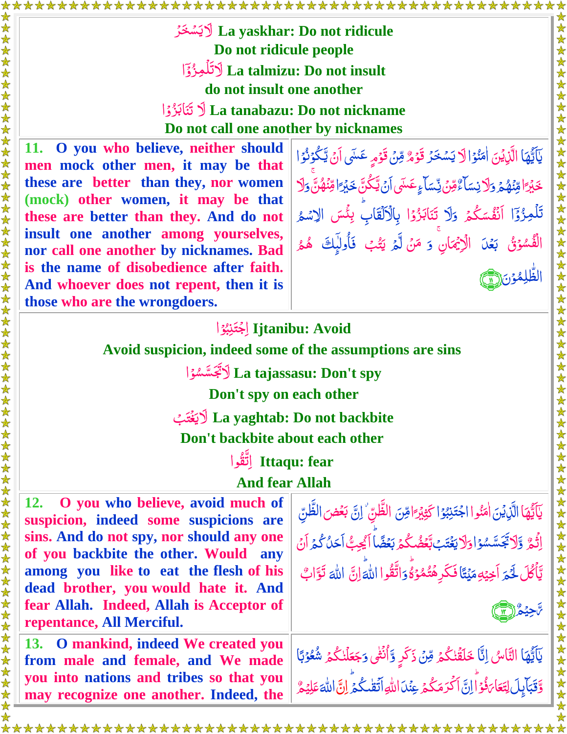لَايَسْخَرْ La yaskhar: Do not ridicule

Do not ridicule people

لَاتَلْمِزُوْٓا La talmizu: Do not insult

do not insult one another

لَا تَنَابَزُوْا La tanabazu: Do not nickname

Do not call one another by nicknames

| | |
|---|---|
| 11. O you who believe, neither should men mock other men, it may be that these are better than they, nor women (mock) other women, it may be that these are better than they. And do not insult one another among yourselves, nor call one another by nicknames. Bad is the name of disobedience after faith. And whoever does not repent, then it is those who are the wrongdoers. | يٰٓاَيُّهَا الَّذِيْنَ اٰمَنُوْا لَا يَسْخَرْ قَوْمٌ مِّنْ قَوْمٍ عَسٰٓى اَنْ يَّكُوْنُوْا خَيْرًا مِّنْهُمْ وَلَا نِسَآءٌ مِّنْ نِّسَآءٍ عَسٰٓى اَنْ يَّكُنَّ خَيْرًا مِّنْهُنَّ وَلَا تَلْمِزُوْٓا اَنْفُسَكُمْ وَلَا تَنَابَزُوْا بِالْاَلْقَابِ بِئْسَ الِاسْمُ الْفُسُوْقُ بَعْدَ الْاِيْمَانِ وَمَنْ لَّمْ يَتُبْ فَاُولٰٓئِكَ هُمُ الظّٰلِمُوْنَ ﴿١١﴾ |

اِجْتَنِبُوْا Ijtanibu: Avoid

Avoid suspicion, indeed some of the assumptions are sins

لَاتَجَسَّسُوْا La tajassasu: Don't spy

Don't spy on each other

لَايَغْتَبْ La yaghtab: Do not backbite

Don't backbite about each other

اِتَّقُوا Ittaqu: fear

And fear Allah

| | |
|---|---|
| 12. O you who believe, avoid much of suspicion, indeed some suspicions are sins. And do not spy, nor should any one of you backbite the other. Would any among you like to eat the flesh of his dead brother, you would hate it. And fear Allah. Indeed, Allah is Acceptor of repentance, All Merciful. | يٰٓاَيُّهَا الَّذِيْنَ اٰمَنُوا اجْتَنِبُوْا كَثِيْرًا مِّنَ الظَّنِّ اِنَّ بَعْضَ الظَّنِّ اِثْمٌ وَّلَا تَجَسَّسُوْا وَلَا يَغْتَبْ بَّعْضُكُمْ بَعْضًا اَيُحِبُّ اَحَدُكُمْ اَنْ يَّاْكُلَ لَحْمَ اَخِيْهِ مَيْتًا فَكَرِهْتُمُوْهُ وَاتَّقُوا اللّٰهَ اِنَّ اللّٰهَ تَوَّابٌ رَّحِيْمٌ ﴿١٢﴾ |
| 13. O mankind, indeed We created you from male and female, and We made you into nations and tribes so that you may recognize one another. Indeed, the | يٰٓاَيُّهَا النَّاسُ اِنَّا خَلَقْنٰكُمْ مِّنْ ذَكَرٍ وَّاُنْثٰى وَجَعَلْنٰكُمْ شُعُوْبًا وَّقَبَآئِلَ لِتَعَارَفُوْا اِنَّ اَكْرَمَكُمْ عِنْدَ اللّٰهِ اَتْقٰىكُمْ اِنَّ اللّٰهَ عَلِيْمٌ |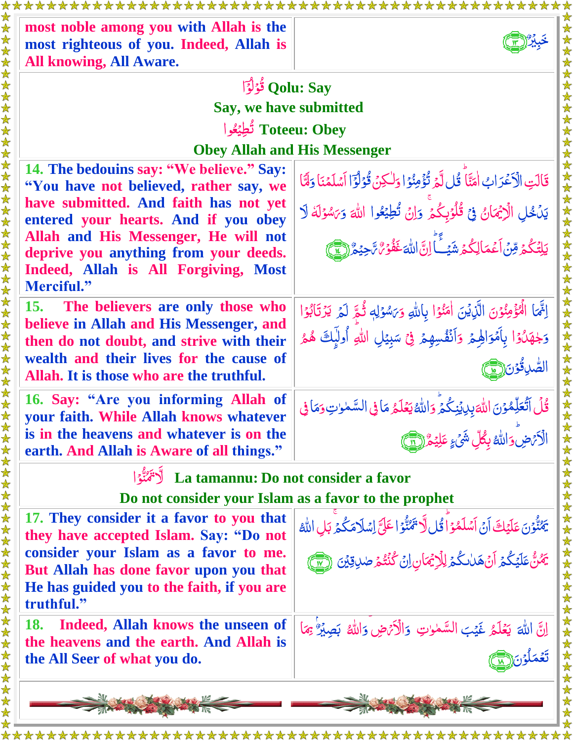| | |
|---|---|
| most noble among you with Allah is the most righteous of you. Indeed, Allah is All knowing, All Aware. | خَبِيْرٌ ﴿١٣﴾ |

قُوْلُوْٓا Qolu: Say

Say, we have submitted

تُطِيْعُوا Toteeu: Obey

Obey Allah and His Messenger

| | |
|---|---|
| 14. The bedouins say: "We believe." Say: "You have not believed, rather say, we have submitted. And faith has not yet entered your hearts. And if you obey Allah and His Messenger, He will not deprive you anything from your deeds. Indeed, Allah is All Forgiving, Most Merciful." | قَالَتِ الْاَعْرَابُ اٰمَنَّا ؕ قُلْ لَّمْ تُؤْمِنُوْا وَلٰكِنْ قُوْلُوْٓا اَسْلَمْنَا وَلَمَّا يَدْخُلِ الْاِيْمَانُ فِيْ قُلُوْبِكُمْ ؕ وَاِنْ تُطِيْعُوا اللّٰهَ وَرَسُوْلَهٗ لَا يَلِتْكُمْ مِّنْ اَعْمَالِكُمْ شَيْـًٔا ؕ اِنَّ اللّٰهَ غَفُوْرٌ رَّحِيْمٌ ﴿١٤﴾ |
| 15. The believers are only those who believe in Allah and His Messenger, and then do not doubt, and strive with their wealth and their lives for the cause of Allah. It is those who are the truthful. | اِنَّمَا الْمُؤْمِنُوْنَ الَّذِيْنَ اٰمَنُوْا بِاللّٰهِ وَرَسُوْلِهٖ ثُمَّ لَمْ يَرْتَابُوْا وَجٰهَدُوْا بِاَمْوَالِهِمْ وَاَنْفُسِهِمْ فِيْ سَبِيْلِ اللّٰهِ ؕ اُولٰٓئِكَ هُمُ الصّٰدِقُوْنَ ﴿١٥﴾ |
| 16. Say: "Are you informing Allah of your faith. While Allah knows whatever is in the heavens and whatever is on the earth. And Allah is Aware of all things." | قُلْ اَتُعَلِّمُوْنَ اللّٰهَ بِدِيْنِكُمْ ؕ وَاللّٰهُ يَعْلَمُ مَا فِى السَّمٰوٰتِ وَمَا فِى الْاَرْضِ ؕ وَاللّٰهُ بِكُلِّ شَيْءٍ عَلِيْمٌ ﴿١٦﴾ |

لَّا تَمُنُّوْا La tamannu: Do not consider a favor

Do not consider your Islam as a favor to the prophet

| | |
|---|---|
| 17. They consider it a favor to you that they have accepted Islam. Say: "Do not consider your Islam as a favor to me. But Allah has done favor upon you that He has guided you to the faith, if you are truthful." | يَمُنُّوْنَ عَلَيْكَ اَنْ اَسْلَمُوْا ؕ قُلْ لَّا تَمُنُّوْا عَلَيَّ اِسْلَامَكُمْ ۚ بَلِ اللّٰهُ يَمُنُّ عَلَيْكُمْ اَنْ هَدٰىكُمْ لِلْاِيْمَانِ اِنْ كُنْتُمْ صٰدِقِيْنَ ﴿١٧﴾ |
| 18. Indeed, Allah knows the unseen of the heavens and the earth. And Allah is the All Seer of what you do. | اِنَّ اللّٰهَ يَعْلَمُ غَيْبَ السَّمٰوٰتِ وَالْاَرْضِ ؕ وَاللّٰهُ بَصِيْرٌ ۢ بِمَا تَعْمَلُوْنَ ﴿١٨﴾ |